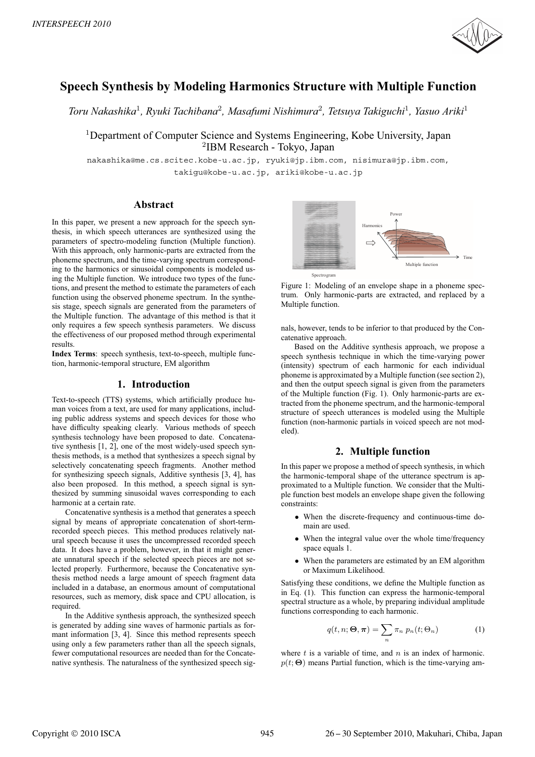# Speech Synthesis by Modeling Harmonics Structure with Multiple Function

*Toru Nakashika[1], Ryuki Tachibana[2], Masafumi Nishimura[2], Tetsuya Takiguchi[1], Yasuo Ariki[1]*

[1]Department of Computer Science and Systems Engineering, Kobe University, Japan
[2]IBM Research - Tokyo, Japan

nakashika@me.cs.scitec.kobe-u.ac.jp, ryuki@jp.ibm.com, nisimura@jp.ibm.com, takigu@kobe-u.ac.jp, ariki@kobe-u.ac.jp

## Abstract

In this paper, we present a new approach for the speech synthesis, in which speech utterances are synthesized using the parameters of spectro-modeling function (Multiple function). With this approach, only harmonic-parts are extracted from the phoneme spectrum, and the time-varying spectrum corresponding to the harmonics or sinusoidal components is modeled using the Multiple function. We introduce two types of the functions, and present the method to estimate the parameters of each function using the observed phoneme spectrum. In the synthesis stage, speech signals are generated from the parameters of the Multiple function. The advantage of this method is that it only requires a few speech synthesis parameters. We discuss the effectiveness of our proposed method through experimental results.

**Index Terms**: speech synthesis, text-to-speech, multiple function, harmonic-temporal structure, EM algorithm

## 1. Introduction

Text-to-speech (TTS) systems, which artificially produce human voices from a text, are used for many applications, including public address systems and speech devices for those who have difficulty speaking clearly. Various methods of speech synthesis technology have been proposed to date. Concatenative synthesis [1, 2], one of the most widely-used speech synthesis methods, is a method that synthesizes a speech signal by selectively concatenating speech fragments. Another method for synthesizing speech signals, Additive synthesis [3, 4], has also been proposed. In this method, a speech signal is synthesized by summing sinusoidal waves corresponding to each harmonic at a certain rate.

Concatenative synthesis is a method that generates a speech signal by means of appropriate concatenation of short-term-recorded speech pieces. This method produces relatively natural speech because it uses the uncompressed recorded speech data. It does have a problem, however, in that it might generate unnatural speech if the selected speech pieces are not selected properly. Furthermore, because the Concatenative synthesis method needs a large amount of speech fragment data included in a database, an enormous amount of computational resources, such as memory, disk space and CPU allocation, is required.

In the Additive synthesis approach, the synthesized speech is generated by adding sine waves of harmonic partials as formant information [3, 4]. Since this method represents speech using only a few parameters rather than all the speech signals, fewer computational resources are needed than for the Concatenative synthesis. The naturalness of the synthesized speech signals, however, tends to be inferior to that produced by the Concatenative approach.

Figure 1: Modeling of an envelope shape in a phoneme spectrum. Only harmonic-parts are extracted, and replaced by a Multiple function.

Based on the Additive synthesis approach, we propose a speech synthesis technique in which the time-varying power (intensity) spectrum of each harmonic for each individual phoneme is approximated by a Multiple function (see section 2), and then the output speech signal is given from the parameters of the Multiple function (Fig. 1). Only harmonic-parts are extracted from the phoneme spectrum, and the harmonic-temporal structure of speech utterances is modeled using the Multiple function (non-harmonic partials in voiced speech are not modeled).

## 2. Multiple function

In this paper we propose a method of speech synthesis, in which the harmonic-temporal shape of the utterance spectrum is approximated to a Multiple function. We consider that the Multiple function best models an envelope shape given the following constraints:

- When the discrete-frequency and continuous-time domain are used.
- When the integral value over the whole time/frequency space equals 1.
- When the parameters are estimated by an EM algorithm or Maximum Likelihood.

Satisfying these conditions, we define the Multiple function as in Eq. (1). This function can express the harmonic-temporal spectral structure as a whole, by preparing individual amplitude functions corresponding to each harmonic.

$$q(t, n; \mathbf{\Theta}, \boldsymbol{\pi}) = \sum_n \pi_n \, p_n(t; \Theta_n) \qquad (1)$$

where $t$ is a variable of time, and $n$ is an index of harmonic. $p(t; \mathbf{\Theta})$ means Partial function, which is the time-varying am-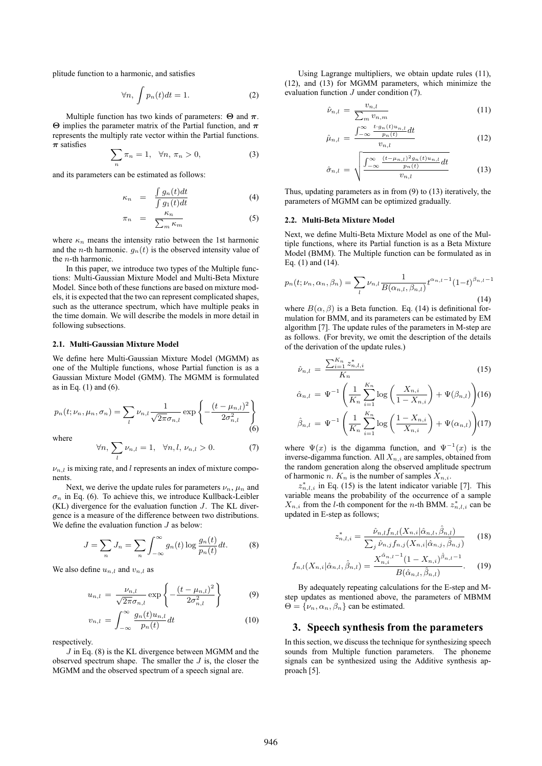plitude function to a harmonic, and satisfies

$$\forall n, \int p_n(t)dt = 1. \tag{2}$$

Multiple function has two kinds of parameters: $\boldsymbol{\Theta}$ and $\boldsymbol{\pi}$. $\boldsymbol{\Theta}$ implies the parameter matrix of the Partial function, and $\boldsymbol{\pi}$ represents the multiply rate vector within the Partial functions. $\boldsymbol{\pi}$ satisfies

$$\sum_n \pi_n = 1, \quad \forall n, \pi_n > 0, \tag{3}$$

and its parameters can be estimated as follows:

$$\kappa_n = \frac{\int g_n(t)dt}{\int g_1(t)dt} \tag{4}$$

$$\pi_n = \frac{\kappa_n}{\sum_m \kappa_m} \tag{5}$$

where $\kappa_n$ means the intensity ratio between the 1st harmonic and the $n$-th harmonic. $g_n(t)$ is the observed intensity value of the $n$-th harmonic.

In this paper, we introduce two types of the Multiple functions: Multi-Gaussian Mixture Model and Multi-Beta Mixture Model. Since both of these functions are based on mixture models, it is expected that the two can represent complicated shapes, such as the utterance spectrum, which have multiple peaks in the time domain. We will describe the models in more detail in following subsections.

### 2.1. Multi-Gaussian Mixture Model

We define here Multi-Gaussian Mixture Model (MGMM) as one of the Multiple functions, whose Partial function is as a Gaussian Mixture Model (GMM). The MGMM is formulated as in Eq. (1) and (6).

$$p_n(t; \nu_n, \mu_n, \sigma_n) = \sum_l \nu_{n,l} \frac{1}{\sqrt{2\pi}\sigma_{n,l}} \exp\left\{ -\frac{(t-\mu_{n,l})^2}{2\sigma_{n,l}^2} \right\} \tag{6}$$

where

$$\forall n, \sum_l \nu_{n,l} = 1, \quad \forall n, l, \nu_{n,l} > 0. \tag{7}$$

$\nu_{n,l}$ is mixing rate, and $l$ represents an index of mixture components.

Next, we derive the update rules for parameters $\nu_n$, $\mu_n$ and $\sigma_n$ in Eq. (6). To achieve this, we introduce Kullback-Leibler (KL) divergence for the evaluation function $J$. The KL divergence is a measure of the difference between two distributions. We define the evaluation function $J$ as below:

$$J = \sum_n J_n = \sum_n \int_{-\infty}^{\infty} g_n(t) \log \frac{g_n(t)}{p_n(t)} dt. \tag{8}$$

We also define $u_{n,l}$ and $v_{n,l}$ as

$$u_{n,l} = \frac{\nu_{n,l}}{\sqrt{2\pi}\sigma_{n,l}} \exp\left\{ -\frac{(t-\mu_{n,l})^2}{2\sigma_{n,l}^2} \right\} \tag{9}$$

$$v_{n,l} = \int_{-\infty}^{\infty} \frac{g_n(t)u_{n,l}}{p_n(t)} dt \tag{10}$$

respectively.

$J$ in Eq. (8) is the KL divergence between MGMM and the observed spectrum shape. The smaller the $J$ is, the closer the MGMM and the observed spectrum of a speech signal are.

Using Lagrange multipliers, we obtain update rules (11), (12), and (13) for MGMM parameters, which minimize the evaluation function $J$ under condition (7).

$$\hat{\nu}_{n,l} = \frac{v_{n,l}}{\sum_m v_{n,m}} \tag{11}$$

$$\hat{\mu}_{n,l} = \frac{\int_{-\infty}^{\infty} \frac{t \cdot g_n(t)u_{n,l}}{p_n(t)} dt}{v_{n,l}} \tag{12}$$

$$\hat{\sigma}_{n,l} = \sqrt{\frac{\int_{-\infty}^{\infty} \frac{(t-\mu_{n,l})^2 g_n(t)u_{n,l}}{p_n(t)} dt}{v_{n,l}}} \tag{13}$$

Thus, updating parameters as in from (9) to (13) iteratively, the parameters of MGMM can be optimized gradually.

### 2.2. Multi-Beta Mixture Model

Next, we define Multi-Beta Mixture Model as one of the Multiple functions, where its Partial function is as a Beta Mixture Model (BMM). The Multiple function can be formulated as in Eq. (1) and (14).

$$p_n(t; \nu_n, \alpha_n, \beta_n) = \sum_l \nu_{n,l} \frac{1}{B(\alpha_{n,l}, \beta_{n,l})} t^{\alpha_{n,l}-1}(1-t)^{\beta_{n,l}-1} \tag{14}$$

where $B(\alpha, \beta)$ is a Beta function. Eq. (14) is definitional formulation for BMM, and its parameters can be estimated by EM algorithm [7]. The update rules of the parameters in M-step are as follows. (For brevity, we omit the description of the details of the derivation of the update rules.)

$$\hat{\nu}_{n,l} = \frac{\sum_{i=1}^{K_n} z^*_{n,l,i}}{K_n} \tag{15}$$

$$\hat{\alpha}_{n,l} = \Psi^{-1}\left( \frac{1}{K_n} \sum_{i=1}^{K_n} \log\left( \frac{X_{n,i}}{1-X_{n,i}} \right) + \Psi(\beta_{n,l}) \right) \tag{16}$$

$$\hat{\beta}_{n,l} = \Psi^{-1}\left( \frac{1}{K_n} \sum_{i=1}^{K_n} \log\left( \frac{1-X_{n,i}}{X_{n,i}} \right) + \Psi(\alpha_{n,l}) \right) \tag{17}$$

where $\Psi(x)$ is the digamma function, and $\Psi^{-1}(x)$ is the inverse-digamma function. All $X_{n,i}$ are samples, obtained from the random generation along the observed amplitude spectrum of harmonic $n$. $K_n$ is the number of samples $X_{n,i}$.

$z^*_{n,l,i}$ in Eq. (15) is the latent indicator variable [7]. This variable means the probability of the occurrence of a sample $X_{n,i}$ from the $l$-th component for the $n$-th BMM. $z^*_{n,l,i}$ can be updated in E-step as follows;

$$z^*_{n,l,i} = \frac{\hat{\nu}_{n,l} f_{n,l}(X_{n,i}|\hat{\alpha}_{n,l}, \hat{\beta}_{n,l})}{\sum_j \hat{\nu}_{n,j} f_{n,j}(X_{n,i}|\hat{\alpha}_{n,j}, \hat{\beta}_{n,j})} \tag{18}$$

$$f_{n,l}(X_{n,i}|\hat{\alpha}_{n,l}, \hat{\beta}_{n,l}) = \frac{X_{n,i}^{\hat{\alpha}_{n,l}-1}(1-X_{n,i})^{\hat{\beta}_{n,l}-1}}{B(\hat{\alpha}_{n,l}, \hat{\beta}_{n,l})}. \tag{19}$$

By adequately repeating calculations for the E-step and M-step updates as mentioned above, the parameters of MBMM $\Theta = \{\nu_n, \alpha_n, \beta_n\}$ can be estimated.

## 3. Speech synthesis from the parameters

In this section, we discuss the technique for synthesizing speech sounds from Multiple function parameters. The phoneme signals can be synthesized using the Additive synthesis approach [5].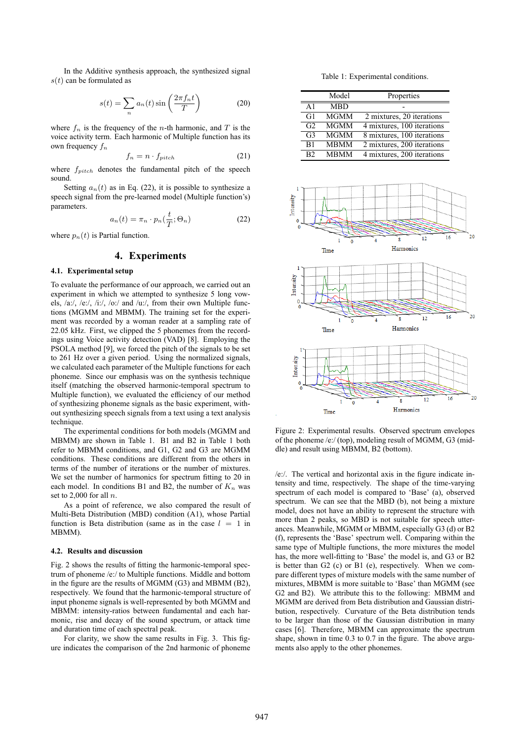In the Additive synthesis approach, the synthesized signal $s(t)$ can be formulated as

$$s(t) = \sum_{n} a_n(t) \sin\left(\frac{2\pi f_n t}{T}\right) \tag{20}$$

where $f_n$ is the frequency of the $n$-th harmonic, and $T$ is the voice activity term. Each harmonic of Multiple function has its own frequency $f_n$

$$f_n = n \cdot f_{pitch} \tag{21}$$

where $f_{pitch}$ denotes the fundamental pitch of the speech sound.

Setting $a_n(t)$ as in Eq. (22), it is possible to synthesize a speech signal from the pre-learned model (Multiple function's) parameters.

$$a_n(t) = \pi_n \cdot p_n(\frac{t}{T}; \Theta_n) \tag{22}$$

where $p_n(t)$ is Partial function.

## 4. Experiments

### 4.1. Experimental setup

To evaluate the performance of our approach, we carried out an experiment in which we attempted to synthesize 5 long vowels, /a:/, /e:/, /i:/, /o:/ and /u:/, from their own Multiple functions (MGMM and MBMM). The training set for the experiment was recorded by a woman reader at a sampling rate of 22.05 kHz. First, we clipped the 5 phonemes from the recordings using Voice activity detection (VAD) [8]. Employing the PSOLA method [9], we forced the pitch of the signals to be set to 261 Hz over a given period. Using the normalized signals, we calculated each parameter of the Multiple functions for each phoneme. Since our emphasis was on the synthesis technique itself (matching the observed harmonic-temporal spectrum to Multiple function), we evaluated the efficiency of our method of synthesizing phoneme signals as the basic experiment, without synthesizing speech signals from a text using a text analysis technique.

The experimental conditions for both models (MGMM and MBMM) are shown in Table 1. B1 and B2 in Table 1 both refer to MBMM conditions, and G1, G2 and G3 are MGMM conditions. These conditions are different from the others in terms of the number of iterations or the number of mixtures. We set the number of harmonics for spectrum fitting to 20 in each model. In conditions B1 and B2, the number of $K_n$ was set to 2,000 for all $n$.

As a point of reference, we also compared the result of Multi-Beta Distribution (MBD) condition (A1), whose Partial function is Beta distribution (same as in the case $l = 1$ in MBMM).

### 4.2. Results and discussion

Fig. 2 shows the results of fitting the harmonic-temporal spectrum of phoneme /e:/ to Multiple functions. Middle and bottom in the figure are the results of MGMM (G3) and MBMM (B2), respectively. We found that the harmonic-temporal structure of input phoneme signals is well-represented by both MGMM and MBMM: intensity-ratios between fundamental and each harmonic, rise and decay of the sound spectrum, or attack time and duration time of each spectral peak.

For clarity, we show the same results in Fig. 3. This figure indicates the comparison of the 2nd harmonic of phoneme /e:/. The vertical and horizontal axis in the figure indicate intensity and time, respectively. The shape of the time-varying spectrum of each model is compared to 'Base' (a), observed spectrum. We can see that the MBD (b), not being a mixture model, does not have an ability to represent the structure with more than 2 peaks, so MBD is not suitable for speech utterances. Meanwhile, MGMM or MBMM, especially G3 (d) or B2 (f), represents the 'Base' spectrum well. Comparing within the same type of Multiple functions, the more mixtures the model has, the more well-fitting to 'Base' the model is, and G3 or B2 is better than G2 (c) or B1 (e), respectively. When we compare different types of mixture models with the same number of mixtures, MBMM is more suitable to 'Base' than MGMM (see G2 and B2). We attribute this to the following: MBMM and MGMM are derived from Beta distribution and Gaussian distribution, respectively. Curvature of the Beta distribution tends to be larger than those of the Gaussian distribution in many cases [6]. Therefore, MBMM can approximate the spectrum shape, shown in time 0.3 to 0.7 in the figure. The above arguments also apply to the other phonemes.

Table 1: Experimental conditions.

| | Model | Properties |
|---|---|---|
| A1 | MBD | - |
| G1 | MGMM | 2 mixtures, 20 iterations |
| G2 | MGMM | 4 mixtures, 100 iterations |
| G3 | MGMM | 8 mixtures, 100 iterations |
| B1 | MBMM | 2 mixtures, 200 iterations |
| B2 | MBMM | 4 mixtures, 200 iterations |

Figure 2: Experimental results. Observed spectrum envelopes of the phoneme /e:/ (top), modeling result of MGMM, G3 (middle) and result using MBMM, B2 (bottom).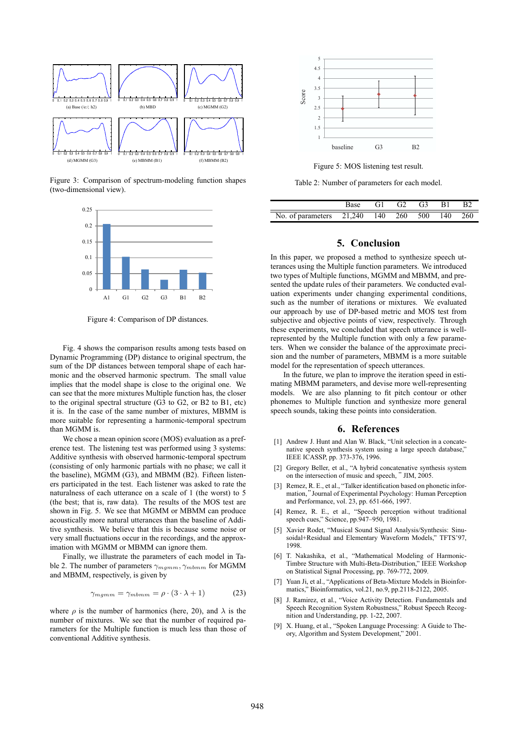0 0.1 0.2 0.3 0.4 0.5 0.6 0.7 0.8 0.9 1
(a) Base (/e:/; h2)

0 0.1 0.2 0.3 0.4 0.5 0.6 0.7 0.8 0.9 1
(b) MBD

0 0.1 0.2 0.3 0.4 0.5 0.6 0.7 0.8 0.9 1
(c) MGMM (G2)

0 0.1 0.2 0.3 0.4 0.5 0.6 0.7 0.8 0.9 1
(d) MGMM (G3)

0 0.1 0.2 0.3 0.4 0.5 0.6 0.7 0.8 0.9 1
(e) MBMM (B1)

0 0.1 0.2 0.3 0.4 0.5 0.6 0.7 0.8 0.9 1
(f) MBMM (B2)

Figure 3: Comparison of spectrum-modeling function shapes (two-dimensional view).

0.25
0.2
0.15
0.1
0.05
0
A1 G1 G2 G3 B1 B2

Figure 4: Comparison of DP distances.

Fig. 4 shows the comparison results among tests based on Dynamic Programming (DP) distance to original spectrum, the sum of the DP distances between temporal shape of each harmonic and the observed harmonic spectrum. The small value implies that the model shape is close to the original one. We can see that the more mixtures Multiple function has, the closer to the original spectral structure (G3 to G2, or B2 to B1, etc) it is. In the case of the same number of mixtures, MBMM is more suitable for representing a harmonic-temporal spectrum than MGMM is.

We chose a mean opinion score (MOS) evaluation as a preference test. The listening test was performed using 3 systems: Additive synthesis with observed harmonic-temporal spectrum (consisting of only harmonic partials with no phase; we call it the baseline), MGMM (G3), and MBMM (B2). Fifteen listeners participated in the test. Each listener was asked to rate the naturalness of each utterance on a scale of 1 (the worst) to 5 (the best; that is, raw data). The results of the MOS test are shown in Fig. 5. We see that MGMM or MBMM can produce acoustically more natural utterances than the baseline of Additive synthesis. We believe that this is because some noise or very small fluctuations occur in the recordings, and the approximation with MGMM or MBMM can ignore them.

Finally, we illustrate the parameters of each model in Table 2. The number of parameters $\gamma_{mgmm}, \gamma_{mbmm}$ for MGMM and MBMM, respectively, is given by

$$\gamma_{mgmm} = \gamma_{mbmm} = \rho \cdot (3 \cdot \lambda + 1) \tag{23}$$

where $\rho$ is the number of harmonics (here, 20), and $\lambda$ is the number of mixtures. We see that the number of required parameters for the Multiple function is much less than those of conventional Additive synthesis.

Score
5
4.5
4
3.5
3
2.5
2
1.5
1
baseline G3 B2

Figure 5: MOS listening test result.

Table 2: Number of parameters for each model.

| | Base | G1 | G2 | G3 | B1 | B2 |
|---|---|---|---|---|---|---|
| No. of parameters | 21,240 | 140 | 260 | 500 | 140 | 260 |

## 5. Conclusion

In this paper, we proposed a method to synthesize speech utterances using the Multiple function parameters. We introduced two types of Multiple functions, MGMM and MBMM, and presented the update rules of their parameters. We conducted evaluation experiments under changing experimental conditions, such as the number of iterations or mixtures. We evaluated our approach by use of DP-based metric and MOS test from subjective and objective points of view, respectively. Through these experiments, we concluded that speech utterance is well-represented by the Multiple function with only a few parameters. When we consider the balance of the approximate precision and the number of parameters, MBMM is a more suitable model for the representation of speech utterances.

In the future, we plan to improve the iteration speed in estimating MBMM parameters, and devise more well-representing models. We are also planning to fit pitch contour or other phonemes to Multiple function and synthesize more general speech sounds, taking these points into consideration.

## 6. References

[1] Andrew J. Hunt and Alan W. Black, "Unit selection in a concatenative speech synthesis system using a large speech database," IEEE ICASSP, pp. 373-376, 1996.

[2] Gregory Beller, et al., "A hybrid concatenative synthesis system on the intersection of music and speech, " JIM, 2005.

[3] Remez, R. E., et al., "Talker identification based on phonetic information," Journal of Experimental Psychology: Human Perception and Performance, vol. 23, pp. 651-666, 1997.

[4] Remez, R. E., et al., "Speech perception without traditional speech cues," Science, pp.947–950, 1981.

[5] Xavier Rodet, "Musical Sound Signal Analysis/Synthesis: Sinusoidal+Residual and Elementary Waveform Models," TFTS'97, 1998.

[6] T. Nakashika, et al., "Mathematical Modeling of Harmonic-Timbre Structure with Multi-Beta-Distribution," IEEE Workshop on Statistical Signal Processing, pp. 769-772, 2009.

[7] Yuan Ji, et al., "Applications of Beta-Mixture Models in Bioinformatics," Bioinformatics, vol.21, no.9, pp.2118-2122, 2005.

[8] J. Ramirez, et al., "Voice Activity Detection. Fundamentals and Speech Recognition System Robustness," Robust Speech Recognition and Understanding, pp. 1-22, 2007.

[9] X. Huang, et al., "Spoken Language Processing: A Guide to Theory, Algorithm and System Development," 2001.